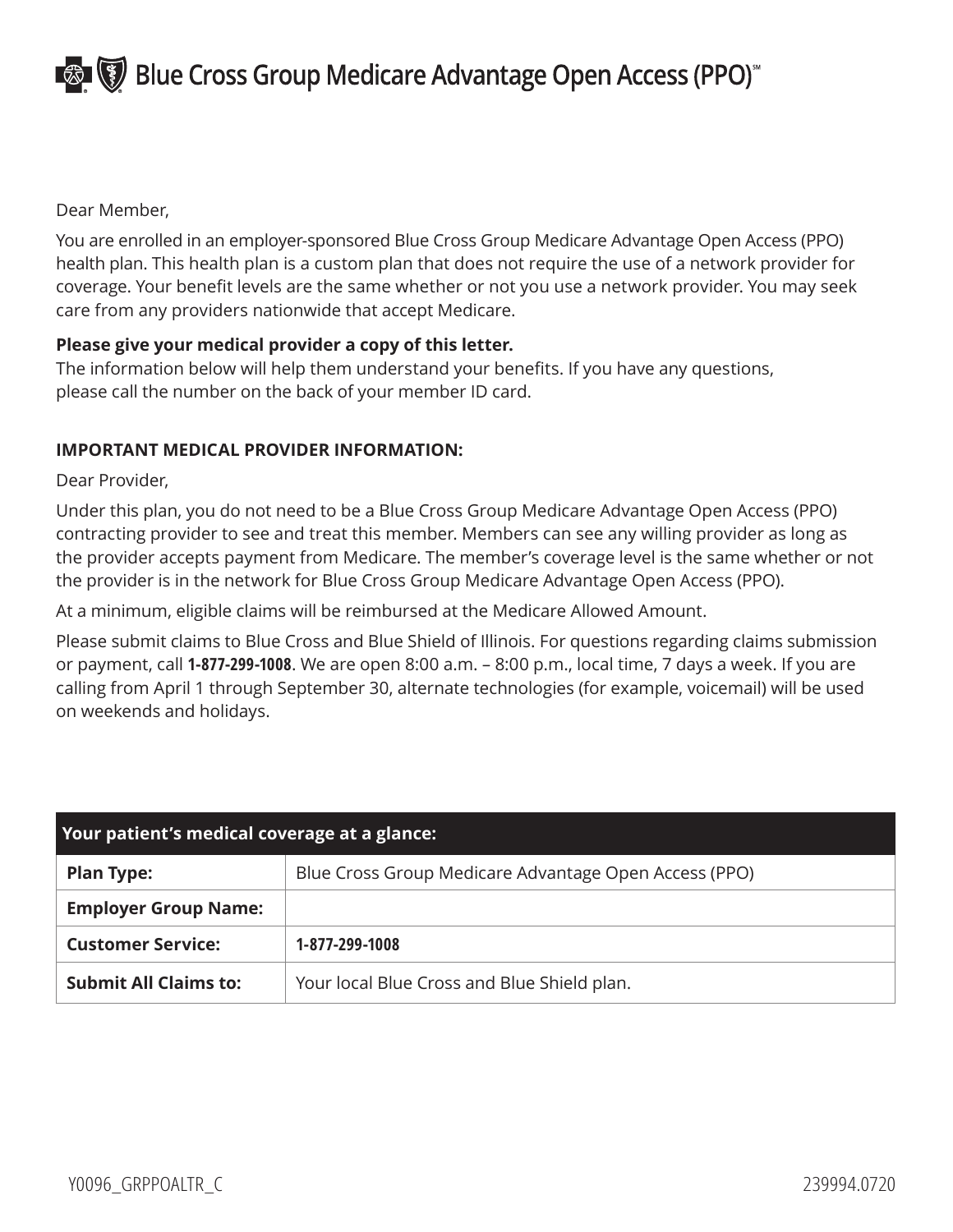# Blue Cross Group Medicare Advantage Open Access (PPO)℠

Dear Member,

You are enrolled in an employer-sponsored Blue Cross Group Medicare Advantage Open Access (PPO) health plan. This health plan is a custom plan that does not require the use of a network provider for coverage. Your benefit levels are the same whether or not you use a network provider. You may seek care from any providers nationwide that accept Medicare.

**Please give your medical provider a copy of this letter.**
The information below will help them understand your benefits. If you have any questions, please call the number on the back of your member ID card.

**IMPORTANT MEDICAL PROVIDER INFORMATION:**

Dear Provider,

Under this plan, you do not need to be a Blue Cross Group Medicare Advantage Open Access (PPO) contracting provider to see and treat this member. Members can see any willing provider as long as the provider accepts payment from Medicare. The member's coverage level is the same whether or not the provider is in the network for Blue Cross Group Medicare Advantage Open Access (PPO).

At a minimum, eligible claims will be reimbursed at the Medicare Allowed Amount.

Please submit claims to Blue Cross and Blue Shield of Illinois. For questions regarding claims submission or payment, call **1-877-299-1008**. We are open 8:00 a.m. – 8:00 p.m., local time, 7 days a week. If you are calling from April 1 through September 30, alternate technologies (for example, voicemail) will be used on weekends and holidays.

| Your patient's medical coverage at a glance: | |
|---|---|
| **Plan Type:** | Blue Cross Group Medicare Advantage Open Access (PPO) |
| **Employer Group Name:** | |
| **Customer Service:** | **1-877-299-1008** |
| **Submit All Claims to:** | Your local Blue Cross and Blue Shield plan. |

Y0096_GRPPOALTR_C 239994.0720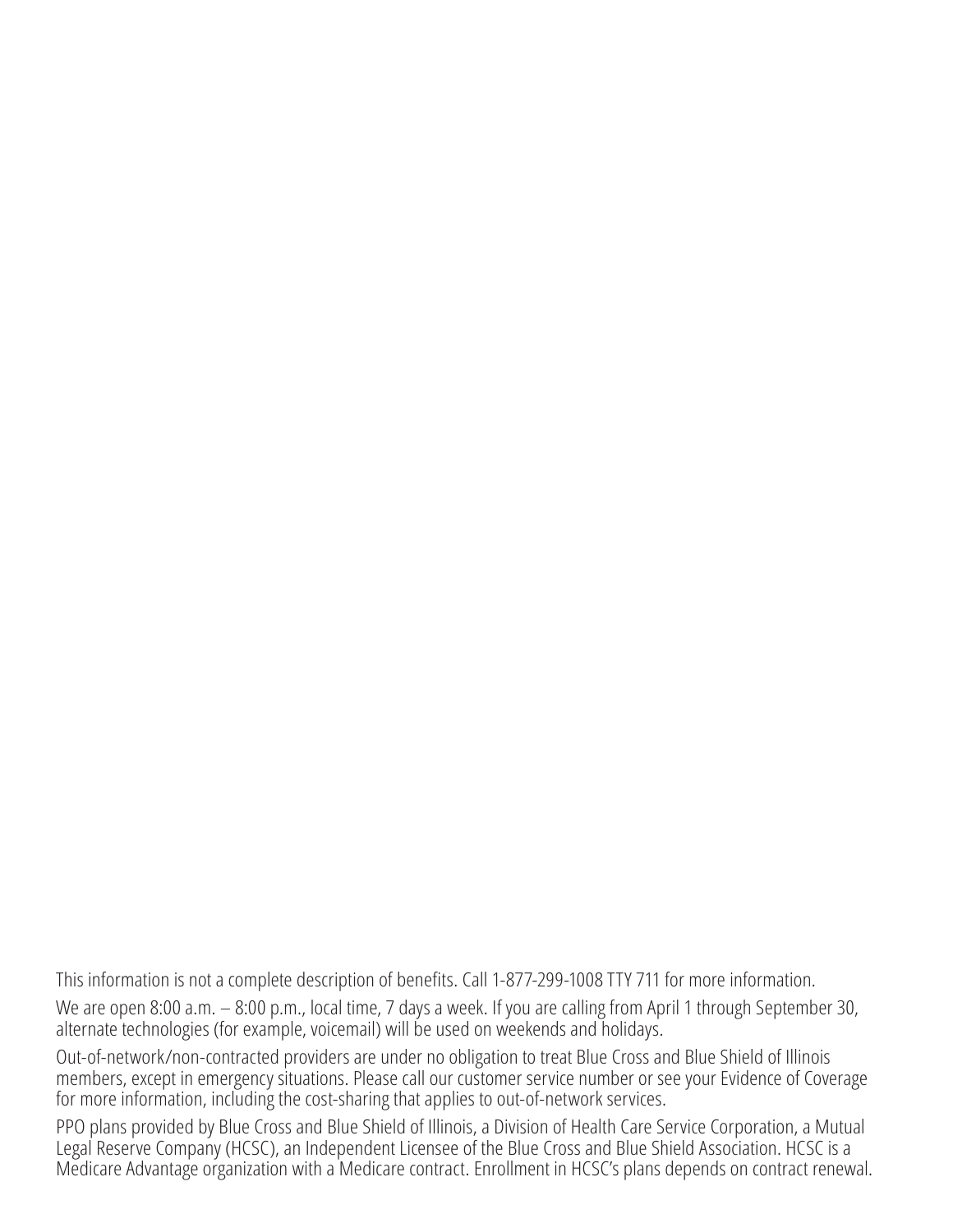This information is not a complete description of benefits. Call 1-877-299-1008 TTY 711 for more information.

We are open 8:00 a.m. – 8:00 p.m., local time, 7 days a week. If you are calling from April 1 through September 30, alternate technologies (for example, voicemail) will be used on weekends and holidays.

Out-of-network/non-contracted providers are under no obligation to treat Blue Cross and Blue Shield of Illinois members, except in emergency situations. Please call our customer service number or see your Evidence of Coverage for more information, including the cost-sharing that applies to out-of-network services.

PPO plans provided by Blue Cross and Blue Shield of Illinois, a Division of Health Care Service Corporation, a Mutual Legal Reserve Company (HCSC), an Independent Licensee of the Blue Cross and Blue Shield Association. HCSC is a Medicare Advantage organization with a Medicare contract. Enrollment in HCSC's plans depends on contract renewal.